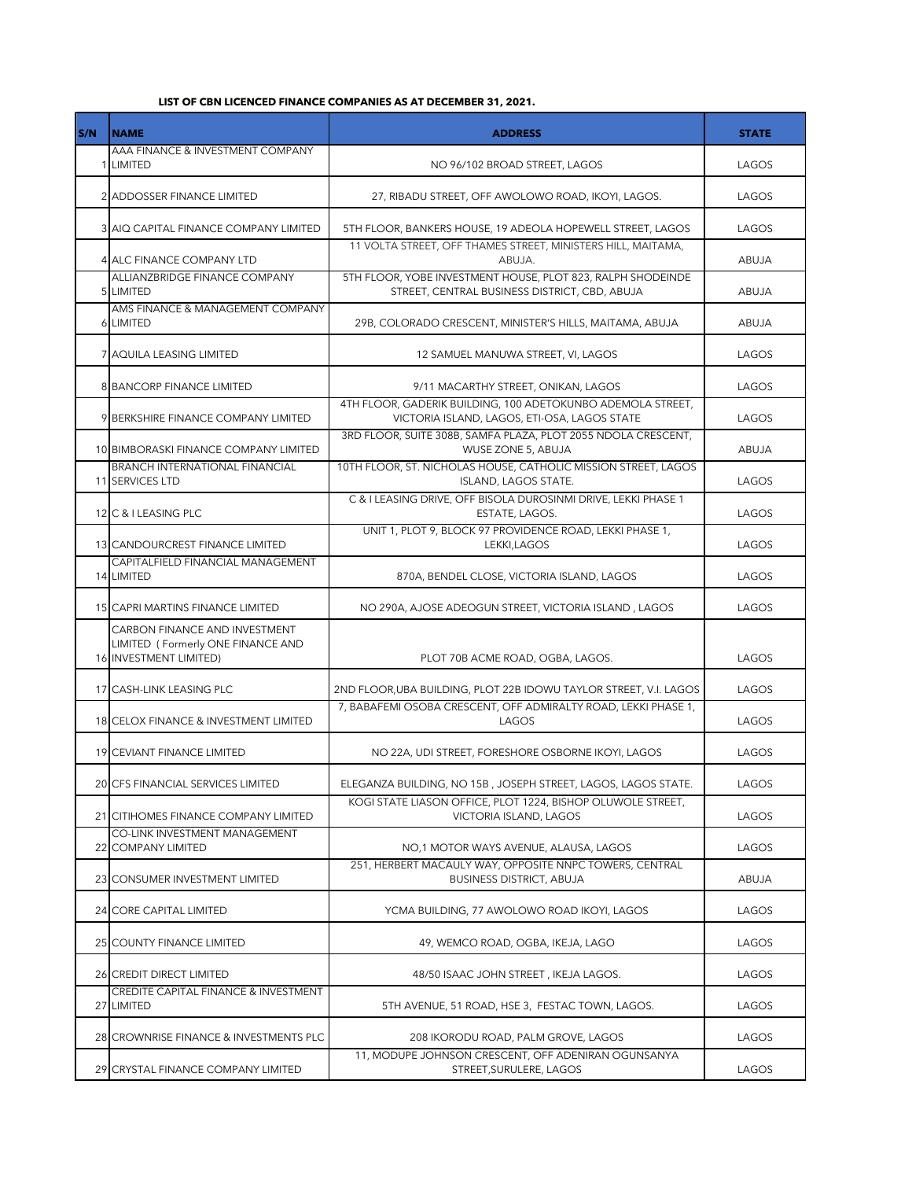**LIST OF CBN LICENCED FINANCE COMPANIES AS AT DECEMBER 31, 2021.**

| S/N | NAME | ADDRESS | STATE |
|---|---|---|---|
| 1 | AAA FINANCE & INVESTMENT COMPANY LIMITED | NO 96/102 BROAD STREET, LAGOS | LAGOS |
| 2 | ADDOSSER FINANCE LIMITED | 27, RIBADU STREET, OFF AWOLOWO ROAD, IKOYI, LAGOS. | LAGOS |
| 3 | AIQ CAPITAL FINANCE COMPANY LIMITED | 5TH FLOOR, BANKERS HOUSE, 19 ADEOLA HOPEWELL STREET, LAGOS | LAGOS |
| 4 | ALC FINANCE COMPANY LTD | 11 VOLTA STREET, OFF THAMES STREET, MINISTERS HILL, MAITAMA, ABUJA. | ABUJA |
| 5 | ALLIANZBRIDGE FINANCE COMPANY LIMITED | 5TH FLOOR, YOBE INVESTMENT HOUSE, PLOT 823, RALPH SHODEINDE STREET, CENTRAL BUSINESS DISTRICT, CBD, ABUJA | ABUJA |
| 6 | AMS FINANCE & MANAGEMENT COMPANY LIMITED | 29B, COLORADO CRESCENT, MINISTER'S HILLS, MAITAMA, ABUJA | ABUJA |
| 7 | AQUILA LEASING LIMITED | 12 SAMUEL MANUWA STREET, VI, LAGOS | LAGOS |
| 8 | BANCORP FINANCE LIMITED | 9/11 MACARTHY STREET, ONIKAN, LAGOS | LAGOS |
| 9 | BERKSHIRE FINANCE COMPANY LIMITED | 4TH FLOOR, GADERIK BUILDING, 100 ADETOKUNBO ADEMOLA STREET, VICTORIA ISLAND, LAGOS, ETI-OSA, LAGOS STATE | LAGOS |
| 10 | BIMBORASKI FINANCE COMPANY LIMITED | 3RD FLOOR, SUITE 308B, SAMFA PLAZA, PLOT 2055 NDOLA CRESCENT, WUSE ZONE 5, ABUJA | ABUJA |
| 11 | BRANCH INTERNATIONAL FINANCIAL SERVICES LTD | 10TH FLOOR, ST. NICHOLAS HOUSE, CATHOLIC MISSION STREET, LAGOS ISLAND, LAGOS STATE. | LAGOS |
| 12 | C & I LEASING PLC | C & I LEASING DRIVE, OFF BISOLA DUROSINMI DRIVE, LEKKI PHASE 1 ESTATE, LAGOS. | LAGOS |
| 13 | CANDOURCREST FINANCE LIMITED | UNIT 1, PLOT 9, BLOCK 97 PROVIDENCE ROAD, LEKKI PHASE 1, LEKKI,LAGOS | LAGOS |
| 14 | CAPITALFIELD FINANCIAL MANAGEMENT LIMITED | 870A, BENDEL CLOSE, VICTORIA ISLAND, LAGOS | LAGOS |
| 15 | CAPRI MARTINS FINANCE LIMITED | NO 290A, AJOSE ADEOGUN STREET, VICTORIA ISLAND , LAGOS | LAGOS |
| 16 | CARBON FINANCE AND INVESTMENT LIMITED ( Formerly ONE FINANCE AND INVESTMENT LIMITED) | PLOT 70B ACME ROAD, OGBA, LAGOS. | LAGOS |
| 17 | CASH-LINK LEASING PLC | 2ND FLOOR,UBA BUILDING, PLOT 22B IDOWU TAYLOR STREET, V.I. LAGOS | LAGOS |
| 18 | CELOX FINANCE & INVESTMENT LIMITED | 7, BABAFEMI OSOBA CRESCENT, OFF ADMIRALTY ROAD, LEKKI PHASE 1, LAGOS | LAGOS |
| 19 | CEVIANT FINANCE LIMITED | NO 22A, UDI STREET, FORESHORE OSBORNE IKOYI, LAGOS | LAGOS |
| 20 | CFS FINANCIAL SERVICES LIMITED | ELEGANZA BUILDING, NO 15B , JOSEPH STREET, LAGOS, LAGOS STATE. | LAGOS |
| 21 | CITIHOMES FINANCE COMPANY LIMITED | KOGI STATE LIASON OFFICE, PLOT 1224, BISHOP OLUWOLE STREET, VICTORIA ISLAND, LAGOS | LAGOS |
| 22 | CO-LINK INVESTMENT MANAGEMENT COMPANY LIMITED | NO,1 MOTOR WAYS AVENUE, ALAUSA, LAGOS | LAGOS |
| 23 | CONSUMER INVESTMENT LIMITED | 251, HERBERT MACAULY WAY, OPPOSITE NNPC TOWERS, CENTRAL BUSINESS DISTRICT, ABUJA | ABUJA |
| 24 | CORE CAPITAL LIMITED | YCMA BUILDING, 77 AWOLOWO ROAD IKOYI, LAGOS | LAGOS |
| 25 | COUNTY FINANCE LIMITED | 49, WEMCO ROAD, OGBA, IKEJA, LAGO | LAGOS |
| 26 | CREDIT DIRECT LIMITED | 48/50 ISAAC JOHN STREET , IKEJA LAGOS. | LAGOS |
| 27 | CREDITE CAPITAL FINANCE & INVESTMENT LIMITED | 5TH AVENUE, 51 ROAD, HSE 3, FESTAC TOWN, LAGOS. | LAGOS |
| 28 | CROWNRISE FINANCE & INVESTMENTS PLC | 208 IKORODU ROAD, PALM GROVE, LAGOS | LAGOS |
| 29 | CRYSTAL FINANCE COMPANY LIMITED | 11, MODUPE JOHNSON CRESCENT, OFF ADENIRAN OGUNSANYA STREET,SURULERE, LAGOS | LAGOS |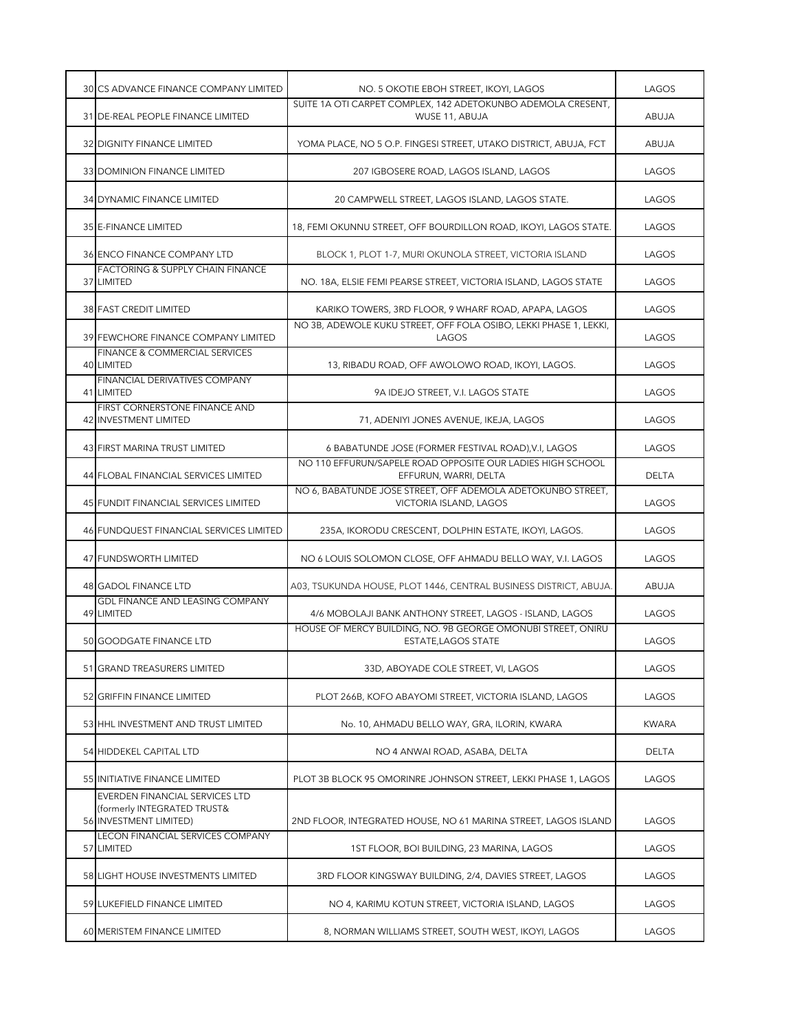| | | | |
|---|---|---|---|
| 30 | CS ADVANCE FINANCE COMPANY LIMITED | NO. 5 OKOTIE EBOH STREET, IKOYI, LAGOS | LAGOS |
| 31 | DE-REAL PEOPLE FINANCE LIMITED | SUITE 1A OTI CARPET COMPLEX, 142 ADETOKUNBO ADEMOLA CRESENT, WUSE 11, ABUJA | ABUJA |
| 32 | DIGNITY FINANCE LIMITED | YOMA PLACE, NO 5 O.P. FINGESI STREET, UTAKO DISTRICT, ABUJA, FCT | ABUJA |
| 33 | DOMINION FINANCE LIMITED | 207 IGBOSERE ROAD, LAGOS ISLAND, LAGOS | LAGOS |
| 34 | DYNAMIC FINANCE LIMITED | 20 CAMPWELL STREET, LAGOS ISLAND, LAGOS STATE. | LAGOS |
| 35 | E-FINANCE LIMITED | 18, FEMI OKUNNU STREET, OFF BOURDILLON ROAD, IKOYI, LAGOS STATE. | LAGOS |
| 36 | ENCO FINANCE COMPANY LTD | BLOCK 1, PLOT 1-7, MURI OKUNOLA STREET, VICTORIA ISLAND | LAGOS |
| 37 | FACTORING & SUPPLY CHAIN FINANCE LIMITED | NO. 18A, ELSIE FEMI PEARSE STREET, VICTORIA ISLAND, LAGOS STATE | LAGOS |
| 38 | FAST CREDIT LIMITED | KARIKO TOWERS, 3RD FLOOR, 9 WHARF ROAD, APAPA, LAGOS | LAGOS |
| 39 | FEWCHORE FINANCE COMPANY LIMITED | NO 3B, ADEWOLE KUKU STREET, OFF FOLA OSIBO, LEKKI PHASE 1, LEKKI, LAGOS | LAGOS |
| 40 | FINANCE & COMMERCIAL SERVICES LIMITED | 13, RIBADU ROAD, OFF AWOLOWO ROAD, IKOYI, LAGOS. | LAGOS |
| 41 | FINANCIAL DERIVATIVES COMPANY LIMITED | 9A IDEJO STREET, V.I. LAGOS STATE | LAGOS |
| 42 | FIRST CORNERSTONE FINANCE AND INVESTMENT LIMITED | 71, ADENIYI JONES AVENUE, IKEJA, LAGOS | LAGOS |
| 43 | FIRST MARINA TRUST LIMITED | 6 BABATUNDE JOSE (FORMER FESTIVAL ROAD),V.I, LAGOS | LAGOS |
| 44 | FLOBAL FINANCIAL SERVICES LIMITED | NO 110 EFFURUN/SAPELE ROAD OPPOSITE OUR LADIES HIGH SCHOOL EFFURUN, WARRI, DELTA | DELTA |
| 45 | FUNDIT FINANCIAL SERVICES LIMITED | NO 6, BABATUNDE JOSE STREET, OFF ADEMOLA ADETOKUNBO STREET, VICTORIA ISLAND, LAGOS | LAGOS |
| 46 | FUNDQUEST FINANCIAL SERVICES LIMITED | 235A, IKORODU CRESCENT, DOLPHIN ESTATE, IKOYI, LAGOS. | LAGOS |
| 47 | FUNDSWORTH LIMITED | NO 6 LOUIS SOLOMON CLOSE, OFF AHMADU BELLO WAY, V.I. LAGOS | LAGOS |
| 48 | GADOL FINANCE LTD | A03, TSUKUNDA HOUSE, PLOT 1446, CENTRAL BUSINESS DISTRICT, ABUJA. | ABUJA |
| 49 | GDL FINANCE AND LEASING COMPANY LIMITED | 4/6 MOBOLAJI BANK ANTHONY STREET, LAGOS - ISLAND, LAGOS | LAGOS |
| 50 | GOODGATE FINANCE LTD | HOUSE OF MERCY BUILDING, NO. 9B GEORGE OMONUBI STREET, ONIRU ESTATE,LAGOS STATE | LAGOS |
| 51 | GRAND TREASURERS LIMITED | 33D, ABOYADE COLE STREET, VI, LAGOS | LAGOS |
| 52 | GRIFFIN FINANCE LIMITED | PLOT 266B, KOFO ABAYOMI STREET, VICTORIA ISLAND, LAGOS | LAGOS |
| 53 | HHL INVESTMENT AND TRUST LIMITED | No. 10, AHMADU BELLO WAY, GRA, ILORIN, KWARA | KWARA |
| 54 | HIDDEKEL CAPITAL LTD | NO 4 ANWAI ROAD, ASABA, DELTA | DELTA |
| 55 | INITIATIVE FINANCE LIMITED | PLOT 3B BLOCK 95 OMORINRE JOHNSON STREET, LEKKI PHASE 1, LAGOS | LAGOS |
| 56 | EVERDEN FINANCIAL SERVICES LTD (formerly INTEGRATED TRUST& INVESTMENT LIMITED) | 2ND FLOOR, INTEGRATED HOUSE, NO 61 MARINA STREET, LAGOS ISLAND | LAGOS |
| 57 | LECON FINANCIAL SERVICES COMPANY LIMITED | 1ST FLOOR, BOI BUILDING, 23 MARINA, LAGOS | LAGOS |
| 58 | LIGHT HOUSE INVESTMENTS LIMITED | 3RD FLOOR KINGSWAY BUILDING, 2/4, DAVIES STREET, LAGOS | LAGOS |
| 59 | LUKEFIELD FINANCE LIMITED | NO 4, KARIMU KOTUN STREET, VICTORIA ISLAND, LAGOS | LAGOS |
| 60 | MERISTEM FINANCE LIMITED | 8, NORMAN WILLIAMS STREET, SOUTH WEST, IKOYI, LAGOS | LAGOS |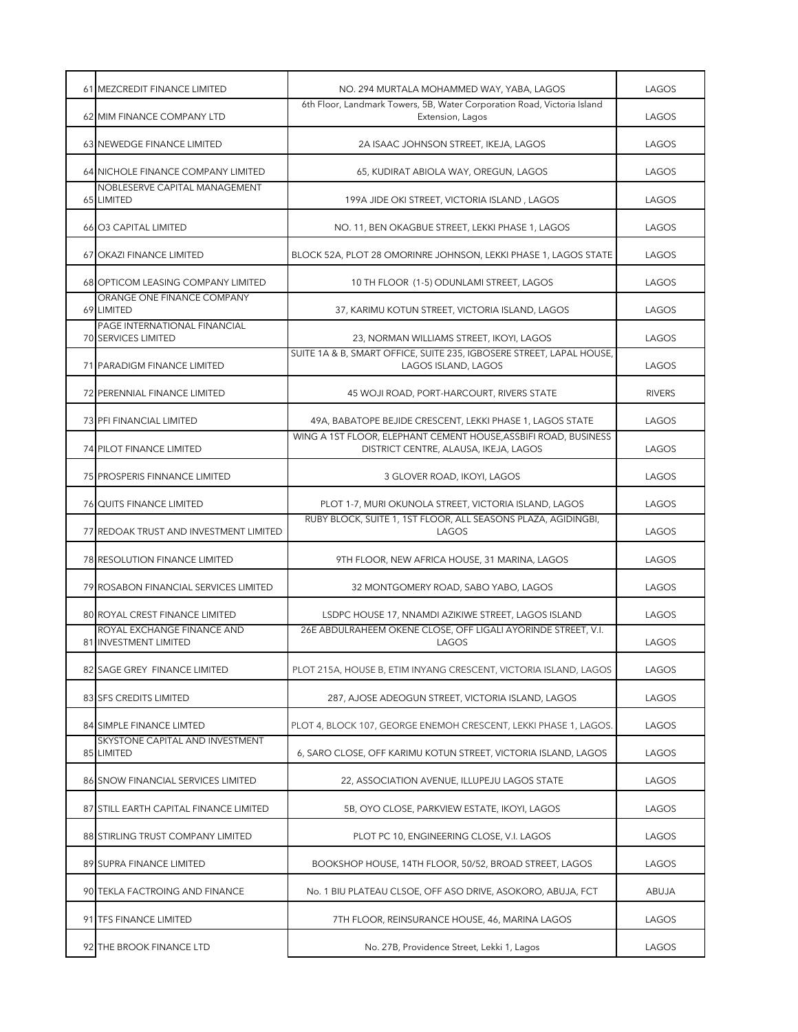| | | | |
|---|---|---|---|
| 61 | MEZCREDIT FINANCE LIMITED | NO. 294 MURTALA MOHAMMED WAY, YABA, LAGOS | LAGOS |
| 62 | MIM FINANCE COMPANY LTD | 6th Floor, Landmark Towers, 5B, Water Corporation Road, Victoria Island Extension, Lagos | LAGOS |
| 63 | NEWEDGE FINANCE LIMITED | 2A ISAAC JOHNSON STREET, IKEJA, LAGOS | LAGOS |
| 64 | NICHOLE FINANCE COMPANY LIMITED | 65, KUDIRAT ABIOLA WAY, OREGUN, LAGOS | LAGOS |
| 65 | NOBLESERVE CAPITAL MANAGEMENT LIMITED | 199A JIDE OKI STREET, VICTORIA ISLAND , LAGOS | LAGOS |
| 66 | O3 CAPITAL LIMITED | NO. 11, BEN OKAGBUE STREET, LEKKI PHASE 1, LAGOS | LAGOS |
| 67 | OKAZI FINANCE LIMITED | BLOCK 52A, PLOT 28 OMORINRE JOHNSON, LEKKI PHASE 1, LAGOS STATE | LAGOS |
| 68 | OPTICOM LEASING COMPANY LIMITED | 10 TH FLOOR (1-5) ODUNLAMI STREET, LAGOS | LAGOS |
| 69 | ORANGE ONE FINANCE COMPANY LIMITED | 37, KARIMU KOTUN STREET, VICTORIA ISLAND, LAGOS | LAGOS |
| 70 | PAGE INTERNATIONAL FINANCIAL SERVICES LIMITED | 23, NORMAN WILLIAMS STREET, IKOYI, LAGOS | LAGOS |
| 71 | PARADIGM FINANCE LIMITED | SUITE 1A & B, SMART OFFICE, SUITE 235, IGBOSERE STREET, LAPAL HOUSE, LAGOS ISLAND, LAGOS | LAGOS |
| 72 | PERENNIAL FINANCE LIMITED | 45 WOJI ROAD, PORT-HARCOURT, RIVERS STATE | RIVERS |
| 73 | PFI FINANCIAL LIMITED | 49A, BABATOPE BEJIDE CRESCENT, LEKKI PHASE 1, LAGOS STATE | LAGOS |
| 74 | PILOT FINANCE LIMITED | WING A 1ST FLOOR, ELEPHANT CEMENT HOUSE,ASSBIFI ROAD, BUSINESS DISTRICT CENTRE, ALAUSA, IKEJA, LAGOS | LAGOS |
| 75 | PROSPERIS FINNANCE LIMITED | 3 GLOVER ROAD, IKOYI, LAGOS | LAGOS |
| 76 | QUITS FINANCE LIMITED | PLOT 1-7, MURI OKUNOLA STREET, VICTORIA ISLAND, LAGOS | LAGOS |
| 77 | REDOAK TRUST AND INVESTMENT LIMITED | RUBY BLOCK, SUITE 1, 1ST FLOOR, ALL SEASONS PLAZA, AGIDINGBI, LAGOS | LAGOS |
| 78 | RESOLUTION FINANCE LIMITED | 9TH FLOOR, NEW AFRICA HOUSE, 31 MARINA, LAGOS | LAGOS |
| 79 | ROSABON FINANCIAL SERVICES LIMITED | 32 MONTGOMERY ROAD, SABO YABO, LAGOS | LAGOS |
| 80 | ROYAL CREST FINANCE LIMITED | LSDPC HOUSE 17, NNAMDI AZIKIWE STREET, LAGOS ISLAND | LAGOS |
| 81 | ROYAL EXCHANGE FINANCE AND INVESTMENT LIMITED | 26E ABDULRAHEEM OKENE CLOSE, OFF LIGALI AYORINDE STREET, V.I. LAGOS | LAGOS |
| 82 | SAGE GREY FINANCE LIMITED | PLOT 215A, HOUSE B, ETIM INYANG CRESCENT, VICTORIA ISLAND, LAGOS | LAGOS |
| 83 | SFS CREDITS LIMITED | 287, AJOSE ADEOGUN STREET, VICTORIA ISLAND, LAGOS | LAGOS |
| 84 | SIMPLE FINANCE LIMTED | PLOT 4, BLOCK 107, GEORGE ENEMOH CRESCENT, LEKKI PHASE 1, LAGOS. | LAGOS |
| 85 | SKYSTONE CAPITAL AND INVESTMENT LIMITED | 6, SARO CLOSE, OFF KARIMU KOTUN STREET, VICTORIA ISLAND, LAGOS | LAGOS |
| 86 | SNOW FINANCIAL SERVICES LIMITED | 22, ASSOCIATION AVENUE, ILLUPEJU LAGOS STATE | LAGOS |
| 87 | STILL EARTH CAPITAL FINANCE LIMITED | 5B, OYO CLOSE, PARKVIEW ESTATE, IKOYI, LAGOS | LAGOS |
| 88 | STIRLING TRUST COMPANY LIMITED | PLOT PC 10, ENGINEERING CLOSE, V.I. LAGOS | LAGOS |
| 89 | SUPRA FINANCE LIMITED | BOOKSHOP HOUSE, 14TH FLOOR, 50/52, BROAD STREET, LAGOS | LAGOS |
| 90 | TEKLA FACTROING AND FINANCE | No. 1 BIU PLATEAU CLSOE, OFF ASO DRIVE, ASOKORO, ABUJA, FCT | ABUJA |
| 91 | TFS FINANCE LIMITED | 7TH FLOOR, REINSURANCE HOUSE, 46, MARINA LAGOS | LAGOS |
| 92 | THE BROOK FINANCE LTD | No. 27B, Providence Street, Lekki 1, Lagos | LAGOS |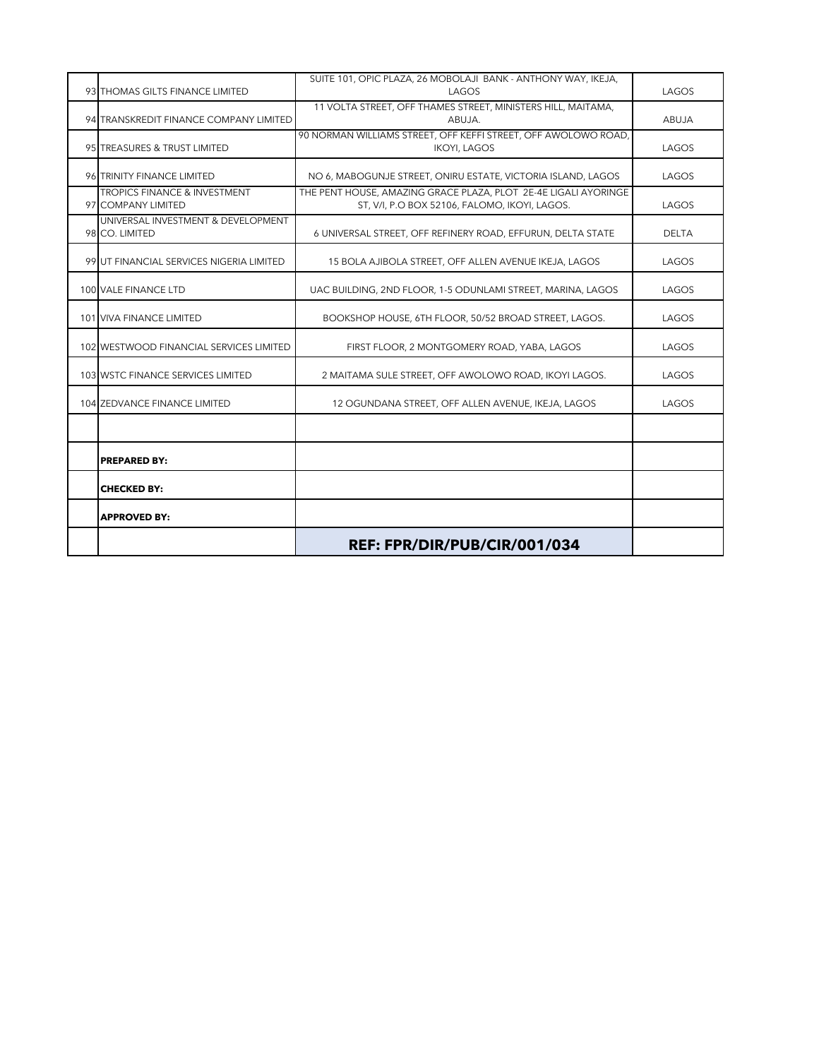| | | | |
|---|---|---|---|
| 93 | THOMAS GILTS FINANCE LIMITED | SUITE 101, OPIC PLAZA, 26 MOBOLAJI BANK - ANTHONY WAY, IKEJA, LAGOS | LAGOS |
| 94 | TRANSKREDIT FINANCE COMPANY LIMITED | 11 VOLTA STREET, OFF THAMES STREET, MINISTERS HILL, MAITAMA, ABUJA. | ABUJA |
| 95 | TREASURES & TRUST LIMITED | 90 NORMAN WILLIAMS STREET, OFF KEFFI STREET, OFF AWOLOWO ROAD, IKOYI, LAGOS | LAGOS |
| 96 | TRINITY FINANCE LIMITED | NO 6, MABOGUNJE STREET, ONIRU ESTATE, VICTORIA ISLAND, LAGOS | LAGOS |
| 97 | TROPICS FINANCE & INVESTMENT COMPANY LIMITED | THE PENT HOUSE, AMAZING GRACE PLAZA, PLOT 2E-4E LIGALI AYORINGE ST, V/I, P.O BOX 52106, FALOMO, IKOYI, LAGOS. | LAGOS |
| 98 | UNIVERSAL INVESTMENT & DEVELOPMENT CO. LIMITED | 6 UNIVERSAL STREET, OFF REFINERY ROAD, EFFURUN, DELTA STATE | DELTA |
| 99 | UT FINANCIAL SERVICES NIGERIA LIMITED | 15 BOLA AJIBOLA STREET, OFF ALLEN AVENUE IKEJA, LAGOS | LAGOS |
| 100 | VALE FINANCE LTD | UAC BUILDING, 2ND FLOOR, 1-5 ODUNLAMI STREET, MARINA, LAGOS | LAGOS |
| 101 | VIVA FINANCE LIMITED | BOOKSHOP HOUSE, 6TH FLOOR, 50/52 BROAD STREET, LAGOS. | LAGOS |
| 102 | WESTWOOD FINANCIAL SERVICES LIMITED | FIRST FLOOR, 2 MONTGOMERY ROAD, YABA, LAGOS | LAGOS |
| 103 | WSTC FINANCE SERVICES LIMITED | 2 MAITAMA SULE STREET, OFF AWOLOWO ROAD, IKOYI LAGOS. | LAGOS |
| 104 | ZEDVANCE FINANCE LIMITED | 12 OGUNDANA STREET, OFF ALLEN AVENUE, IKEJA, LAGOS | LAGOS |
| | | | |
| | **PREPARED BY:** | | |
| | **CHECKED BY:** | | |
| | **APPROVED BY:** | | |
| | | **REF: FPR/DIR/PUB/CIR/001/034** | |